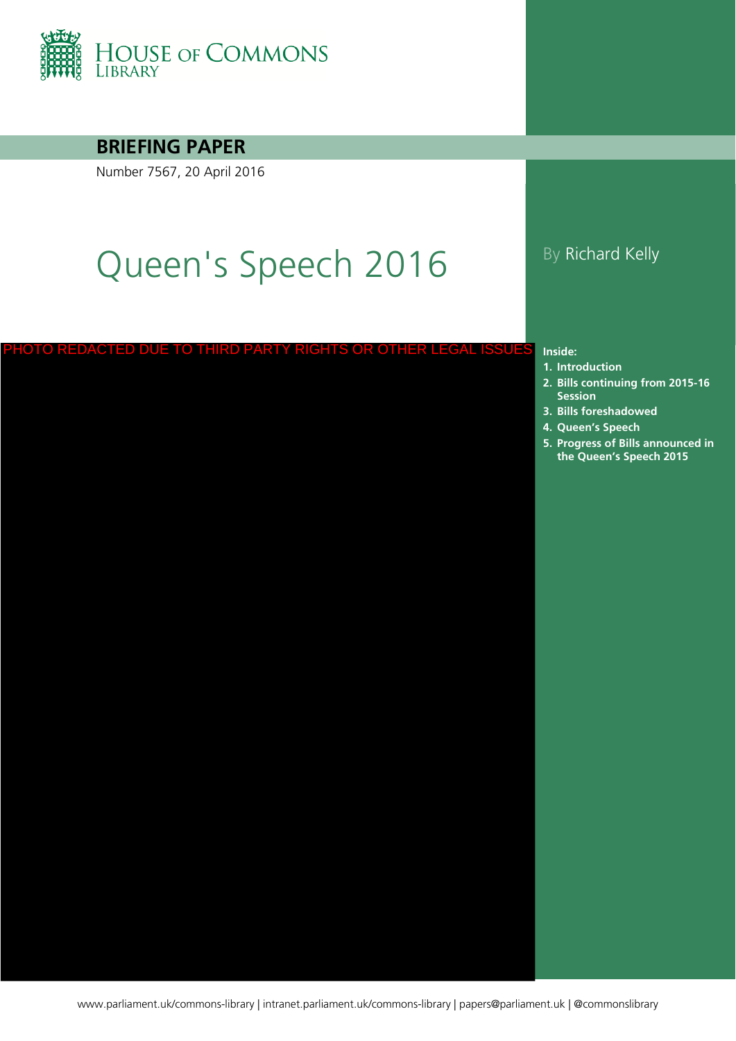HOUSE OF COMMONS LIBRARY

**BRIEFING PAPER**

Number 7567, 20 April 2016

# Queen's Speech 2016

By Richard Kelly

PHOTO REDACTED DUE TO THIRD PARTY RIGHTS OR OTHER LEGAL ISSUES

**Inside:**

1. **Introduction**
2. **Bills continuing from 2015-16 Session**
3. **Bills foreshadowed**
4. **Queen's Speech**
5. **Progress of Bills announced in the Queen's Speech 2015**

www.parliament.uk/commons-library | intranet.parliament.uk/commons-library | papers@parliament.uk | @commonslibrary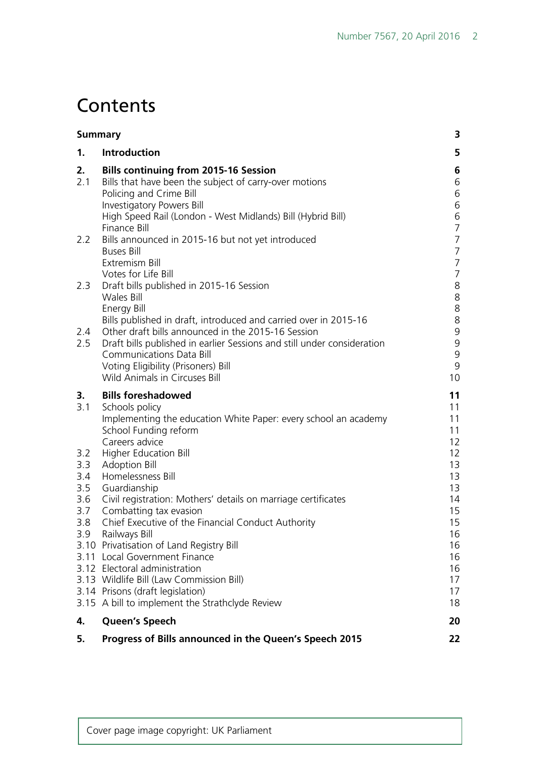# Contents

| | | |
|---|---|---|
| **Summary** | | **3** |
| **1.** | **Introduction** | **5** |
| **2.** | **Bills continuing from 2015-16 Session** | **6** |
| 2.1 | Bills that have been the subject of carry-over motions | 6 |
| | Policing and Crime Bill | 6 |
| | Investigatory Powers Bill | 6 |
| | High Speed Rail (London - West Midlands) Bill (Hybrid Bill) | 6 |
| | Finance Bill | 7 |
| 2.2 | Bills announced in 2015-16 but not yet introduced | 7 |
| | Buses Bill | 7 |
| | Extremism Bill | 7 |
| | Votes for Life Bill | 7 |
| 2.3 | Draft bills published in 2015-16 Session | 8 |
| | Wales Bill | 8 |
| | Energy Bill | 8 |
| | Bills published in draft, introduced and carried over in 2015-16 | 8 |
| 2.4 | Other draft bills announced in the 2015-16 Session | 9 |
| 2.5 | Draft bills published in earlier Sessions and still under consideration | 9 |
| | Communications Data Bill | 9 |
| | Voting Eligibility (Prisoners) Bill | 9 |
| | Wild Animals in Circuses Bill | 10 |
| **3.** | **Bills foreshadowed** | **11** |
| 3.1 | Schools policy | 11 |
| | Implementing the education White Paper: every school an academy | 11 |
| | School Funding reform | 11 |
| | Careers advice | 12 |
| 3.2 | Higher Education Bill | 12 |
| 3.3 | Adoption Bill | 13 |
| 3.4 | Homelessness Bill | 13 |
| 3.5 | Guardianship | 13 |
| 3.6 | Civil registration: Mothers' details on marriage certificates | 14 |
| 3.7 | Combatting tax evasion | 15 |
| 3.8 | Chief Executive of the Financial Conduct Authority | 15 |
| 3.9 | Railways Bill | 16 |
| 3.10 | Privatisation of Land Registry Bill | 16 |
| 3.11 | Local Government Finance | 16 |
| 3.12 | Electoral administration | 16 |
| 3.13 | Wildlife Bill (Law Commission Bill) | 17 |
| 3.14 | Prisons (draft legislation) | 17 |
| 3.15 | A bill to implement the Strathclyde Review | 18 |
| **4.** | **Queen's Speech** | **20** |
| **5.** | **Progress of Bills announced in the Queen's Speech 2015** | **22** |

Cover page image copyright: UK Parliament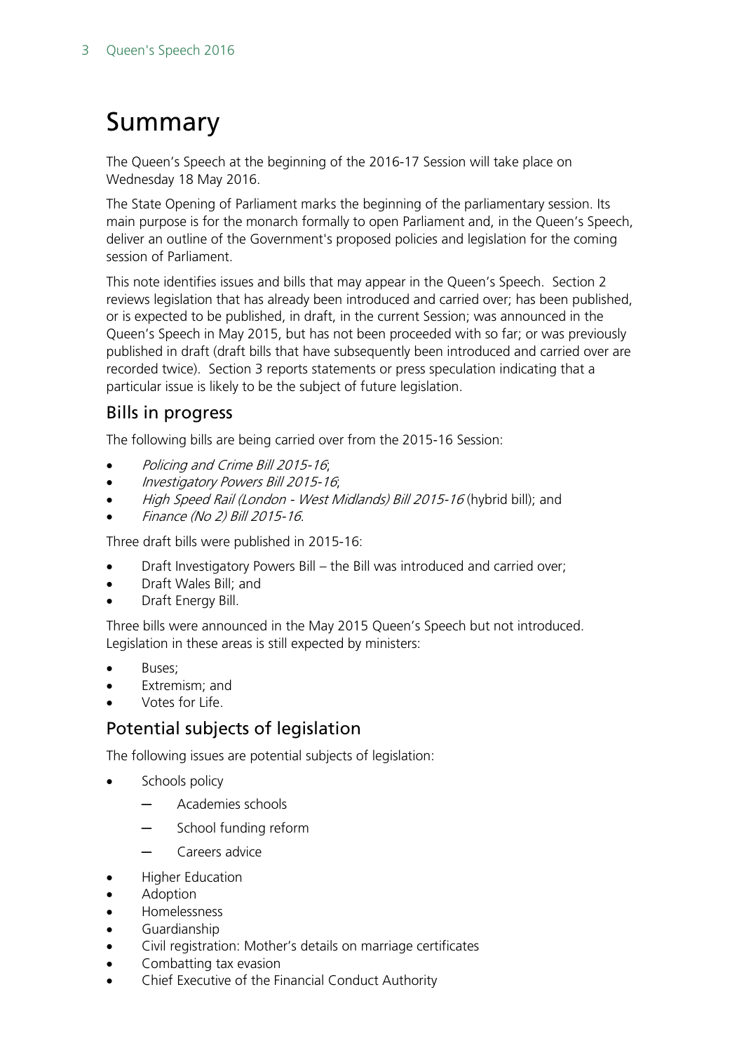# Summary

The Queen's Speech at the beginning of the 2016-17 Session will take place on Wednesday 18 May 2016.

The State Opening of Parliament marks the beginning of the parliamentary session. Its main purpose is for the monarch formally to open Parliament and, in the Queen's Speech, deliver an outline of the Government's proposed policies and legislation for the coming session of Parliament.

This note identifies issues and bills that may appear in the Queen's Speech. Section 2 reviews legislation that has already been introduced and carried over; has been published, or is expected to be published, in draft, in the current Session; was announced in the Queen's Speech in May 2015, but has not been proceeded with so far; or was previously published in draft (draft bills that have subsequently been introduced and carried over are recorded twice). Section 3 reports statements or press speculation indicating that a particular issue is likely to be the subject of future legislation.

## Bills in progress

The following bills are being carried over from the 2015-16 Session:

- *Policing and Crime Bill 2015-16*;
- *Investigatory Powers Bill 2015-16*;
- *High Speed Rail (London - West Midlands) Bill 2015-16* (hybrid bill); and
- *Finance (No 2) Bill 2015-16*.

Three draft bills were published in 2015-16:

- Draft Investigatory Powers Bill – the Bill was introduced and carried over;
- Draft Wales Bill; and
- Draft Energy Bill.

Three bills were announced in the May 2015 Queen's Speech but not introduced. Legislation in these areas is still expected by ministers:

- Buses;
- Extremism; and
- Votes for Life.

## Potential subjects of legislation

The following issues are potential subjects of legislation:

- Schools policy
  - Academies schools
  - School funding reform
  - Careers advice
- Higher Education
- Adoption
- Homelessness
- Guardianship
- Civil registration: Mother's details on marriage certificates
- Combatting tax evasion
- Chief Executive of the Financial Conduct Authority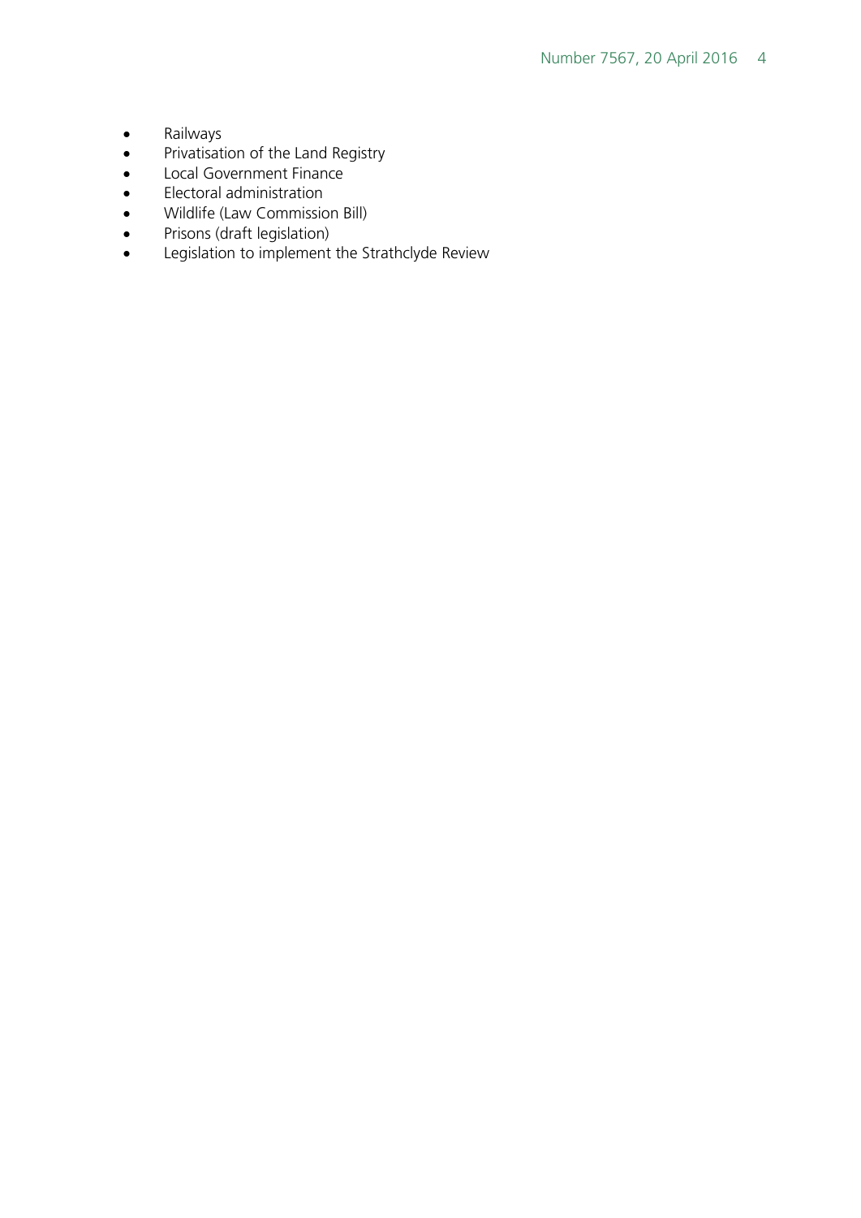- Railways
- Privatisation of the Land Registry
- Local Government Finance
- Electoral administration
- Wildlife (Law Commission Bill)
- Prisons (draft legislation)
- Legislation to implement the Strathclyde Review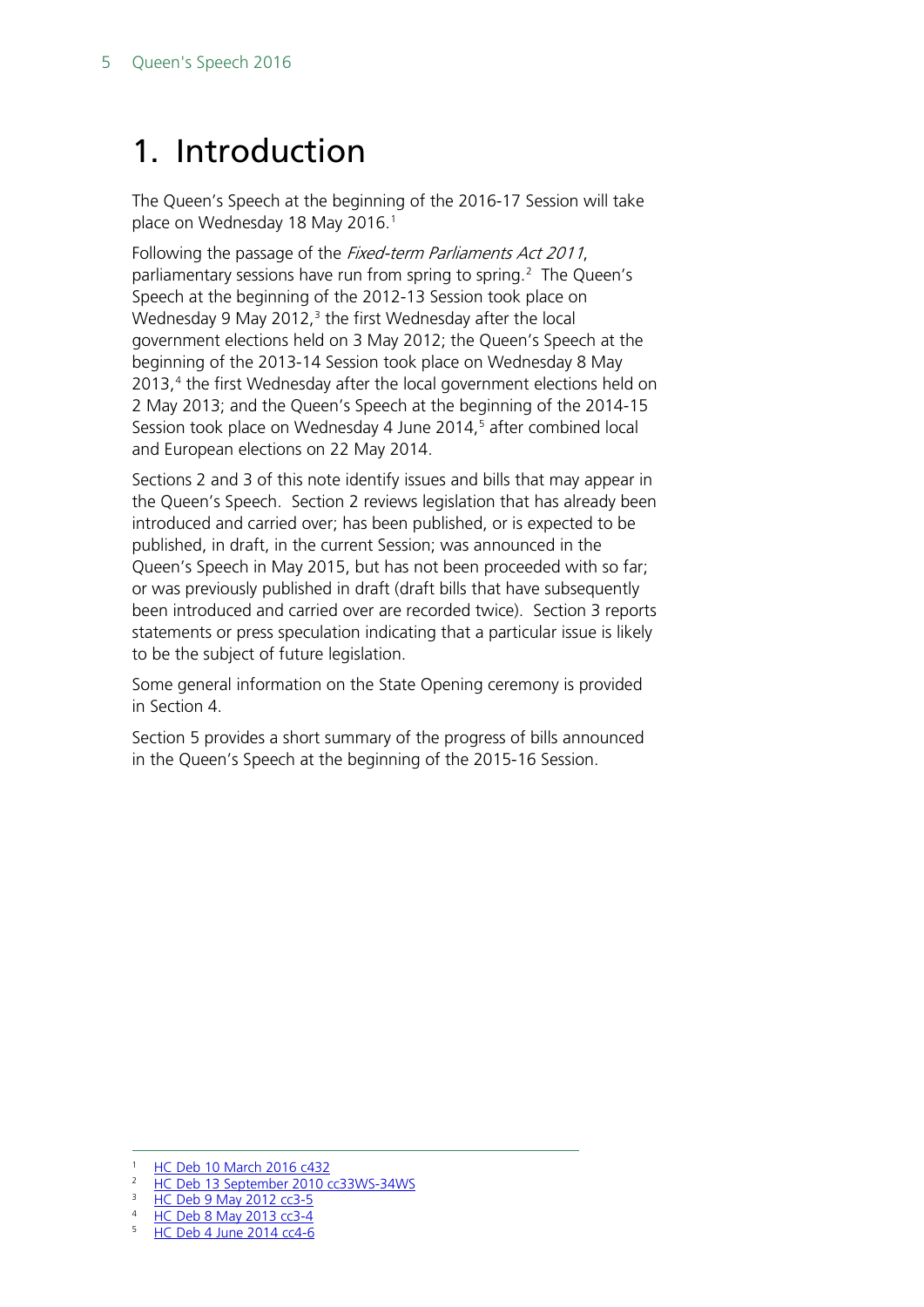# 1. Introduction

The Queen's Speech at the beginning of the 2016-17 Session will take place on Wednesday 18 May 2016.[1]

Following the passage of the *Fixed-term Parliaments Act 2011*, parliamentary sessions have run from spring to spring.[2] The Queen's Speech at the beginning of the 2012-13 Session took place on Wednesday 9 May 2012,[3] the first Wednesday after the local government elections held on 3 May 2012; the Queen's Speech at the beginning of the 2013-14 Session took place on Wednesday 8 May 2013,[4] the first Wednesday after the local government elections held on 2 May 2013; and the Queen's Speech at the beginning of the 2014-15 Session took place on Wednesday 4 June 2014,[5] after combined local and European elections on 22 May 2014.

Sections 2 and 3 of this note identify issues and bills that may appear in the Queen's Speech. Section 2 reviews legislation that has already been introduced and carried over; has been published, or is expected to be published, in draft, in the current Session; was announced in the Queen's Speech in May 2015, but has not been proceeded with so far; or was previously published in draft (draft bills that have subsequently been introduced and carried over are recorded twice). Section 3 reports statements or press speculation indicating that a particular issue is likely to be the subject of future legislation.

Some general information on the State Opening ceremony is provided in Section 4.

Section 5 provides a short summary of the progress of bills announced in the Queen's Speech at the beginning of the 2015-16 Session.

[1] HC Deb 10 March 2016 c432
[2] HC Deb 13 September 2010 cc33WS-34WS
[3] HC Deb 9 May 2012 cc3-5
[4] HC Deb 8 May 2013 cc3-4
[5] HC Deb 4 June 2014 cc4-6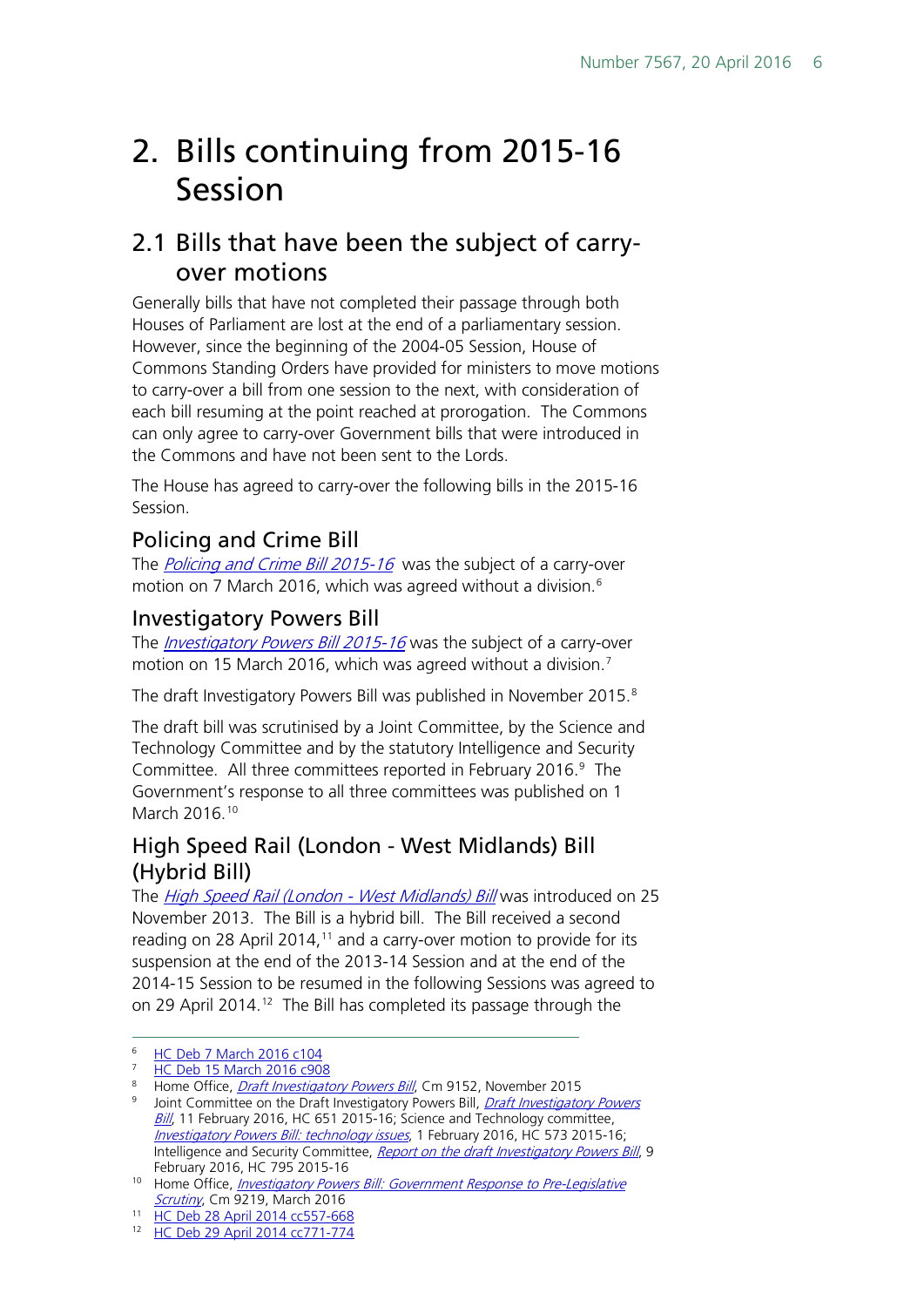# 2. Bills continuing from 2015-16 Session

## 2.1 Bills that have been the subject of carry-over motions

Generally bills that have not completed their passage through both Houses of Parliament are lost at the end of a parliamentary session. However, since the beginning of the 2004-05 Session, House of Commons Standing Orders have provided for ministers to move motions to carry-over a bill from one session to the next, with consideration of each bill resuming at the point reached at prorogation. The Commons can only agree to carry-over Government bills that were introduced in the Commons and have not been sent to the Lords.

The House has agreed to carry-over the following bills in the 2015-16 Session.

### Policing and Crime Bill

The *Policing and Crime Bill 2015-16* was the subject of a carry-over motion on 7 March 2016, which was agreed without a division.[6]

### Investigatory Powers Bill

The *Investigatory Powers Bill 2015-16* was the subject of a carry-over motion on 15 March 2016, which was agreed without a division.[7]

The draft Investigatory Powers Bill was published in November 2015.[8]

The draft bill was scrutinised by a Joint Committee, by the Science and Technology Committee and by the statutory Intelligence and Security Committee. All three committees reported in February 2016.[9] The Government's response to all three committees was published on 1 March 2016.[10]

### High Speed Rail (London - West Midlands) Bill (Hybrid Bill)

The *High Speed Rail (London - West Midlands) Bill* was introduced on 25 November 2013. The Bill is a hybrid bill. The Bill received a second reading on 28 April 2014,[11] and a carry-over motion to provide for its suspension at the end of the 2013-14 Session and at the end of the 2014-15 Session to be resumed in the following Sessions was agreed to on 29 April 2014.[12] The Bill has completed its passage through the

---

6 HC Deb 7 March 2016 c104

7 HC Deb 15 March 2016 c908

8 Home Office, *Draft Investigatory Powers Bill*, Cm 9152, November 2015

9 Joint Committee on the Draft Investigatory Powers Bill, *Draft Investigatory Powers Bill*, 11 February 2016, HC 651 2015-16; Science and Technology committee, *Investigatory Powers Bill: technology issues*, 1 February 2016, HC 573 2015-16; Intelligence and Security Committee, *Report on the draft Investigatory Powers Bill*, 9 February 2016, HC 795 2015-16

10 Home Office, *Investigatory Powers Bill: Government Response to Pre-Legislative Scrutiny*, Cm 9219, March 2016

11 HC Deb 28 April 2014 cc557-668

12 HC Deb 29 April 2014 cc771-774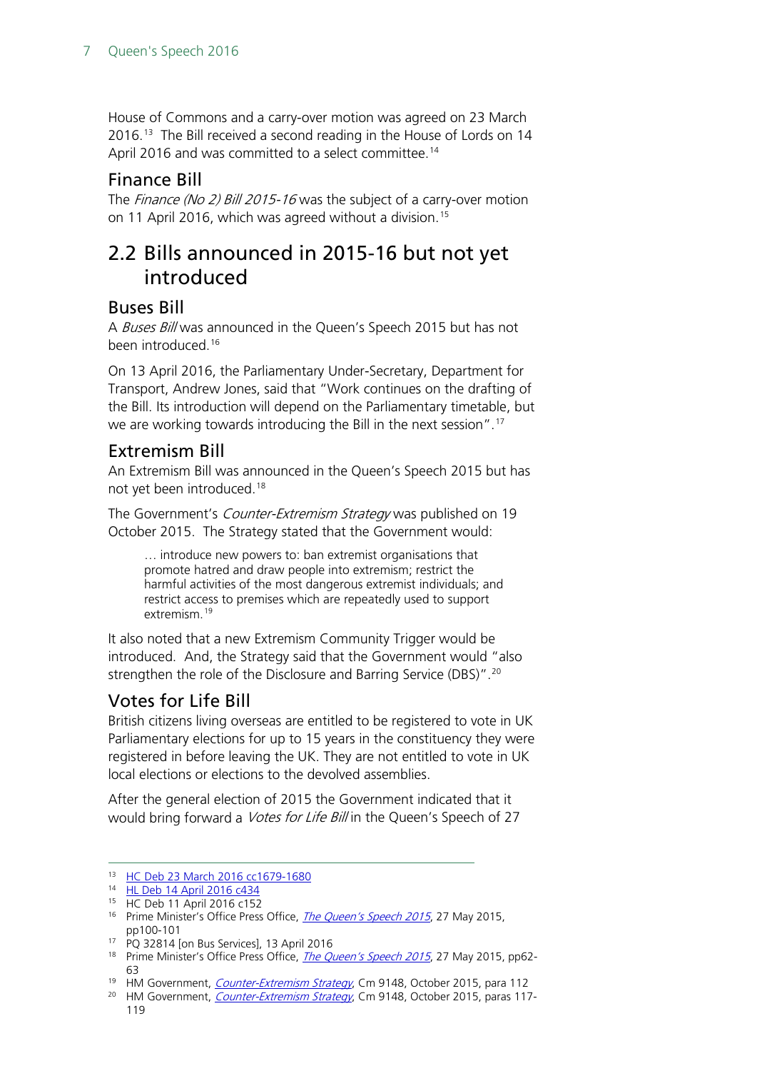House of Commons and a carry-over motion was agreed on 23 March 2016.[13] The Bill received a second reading in the House of Lords on 14 April 2016 and was committed to a select committee.[14]

### Finance Bill

The *Finance (No 2) Bill 2015-16* was the subject of a carry-over motion on 11 April 2016, which was agreed without a division.[15]

## 2.2 Bills announced in 2015-16 but not yet introduced

### Buses Bill

A *Buses Bill* was announced in the Queen's Speech 2015 but has not been introduced.[16]

On 13 April 2016, the Parliamentary Under-Secretary, Department for Transport, Andrew Jones, said that "Work continues on the drafting of the Bill. Its introduction will depend on the Parliamentary timetable, but we are working towards introducing the Bill in the next session".[17]

### Extremism Bill

An Extremism Bill was announced in the Queen's Speech 2015 but has not yet been introduced.[18]

The Government's *Counter-Extremism Strategy* was published on 19 October 2015. The Strategy stated that the Government would:

> … introduce new powers to: ban extremist organisations that promote hatred and draw people into extremism; restrict the harmful activities of the most dangerous extremist individuals; and restrict access to premises which are repeatedly used to support extremism.[19]

It also noted that a new Extremism Community Trigger would be introduced. And, the Strategy said that the Government would "also strengthen the role of the Disclosure and Barring Service (DBS)".[20]

### Votes for Life Bill

British citizens living overseas are entitled to be registered to vote in UK Parliamentary elections for up to 15 years in the constituency they were registered in before leaving the UK. They are not entitled to vote in UK local elections or elections to the devolved assemblies.

After the general election of 2015 the Government indicated that it would bring forward a *Votes for Life Bill* in the Queen's Speech of 27

---

[13] HC Deb 23 March 2016 cc1679-1680

[14] HL Deb 14 April 2016 c434

[15] HC Deb 11 April 2016 c152

[16] Prime Minister's Office Press Office, *The Queen's Speech 2015*, 27 May 2015, pp100-101

[17] PQ 32814 [on Bus Services], 13 April 2016

[18] Prime Minister's Office Press Office, *The Queen's Speech 2015*, 27 May 2015, pp62-63

[19] HM Government, *Counter-Extremism Strategy*, Cm 9148, October 2015, para 112

[20] HM Government, *Counter-Extremism Strategy*, Cm 9148, October 2015, paras 117-119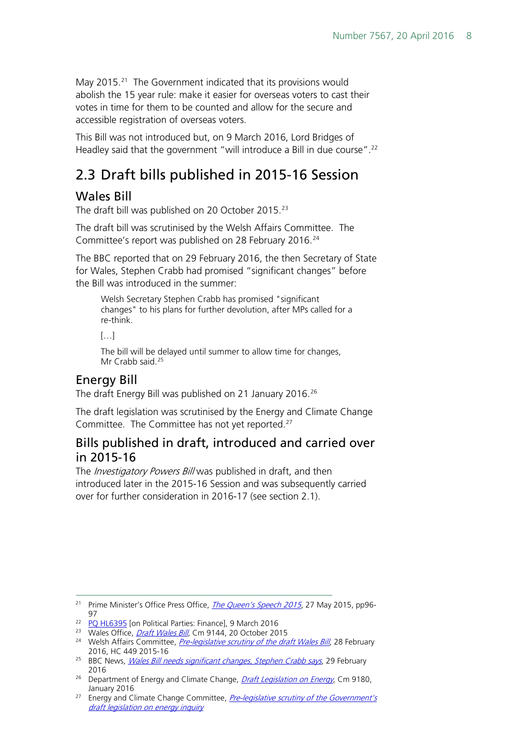May 2015.[21] The Government indicated that its provisions would abolish the 15 year rule: make it easier for overseas voters to cast their votes in time for them to be counted and allow for the secure and accessible registration of overseas voters.

This Bill was not introduced but, on 9 March 2016, Lord Bridges of Headley said that the government "will introduce a Bill in due course".[22]

## 2.3 Draft bills published in 2015-16 Session

### Wales Bill

The draft bill was published on 20 October 2015.[23]

The draft bill was scrutinised by the Welsh Affairs Committee. The Committee's report was published on 28 February 2016.[24]

The BBC reported that on 29 February 2016, the then Secretary of State for Wales, Stephen Crabb had promised "significant changes" before the Bill was introduced in the summer:

> Welsh Secretary Stephen Crabb has promised "significant changes" to his plans for further devolution, after MPs called for a re-think.
>
> [...]
>
> The bill will be delayed until summer to allow time for changes, Mr Crabb said.[25]

### Energy Bill

The draft Energy Bill was published on 21 January 2016.[26]

The draft legislation was scrutinised by the Energy and Climate Change Committee. The Committee has not yet reported.[27]

### Bills published in draft, introduced and carried over in 2015-16

The *Investigatory Powers Bill* was published in draft, and then introduced later in the 2015-16 Session and was subsequently carried over for further consideration in 2016-17 (see section 2.1).

---

[21] Prime Minister's Office Press Office, *The Queen's Speech 2015*, 27 May 2015, pp96-97

[22] PQ HL6395 [on Political Parties: Finance], 9 March 2016

[23] Wales Office, *Draft Wales Bill*, Cm 9144, 20 October 2015

[24] Welsh Affairs Committee, *Pre-legislative scrutiny of the draft Wales Bill*, 28 February 2016, HC 449 2015-16

[25] BBC News, *Wales Bill needs significant changes, Stephen Crabb says*, 29 February 2016

[26] Department of Energy and Climate Change, *Draft Legislation on Energy*, Cm 9180, January 2016

[27] Energy and Climate Change Committee, *Pre-legislative scrutiny of the Government's draft legislation on energy inquiry*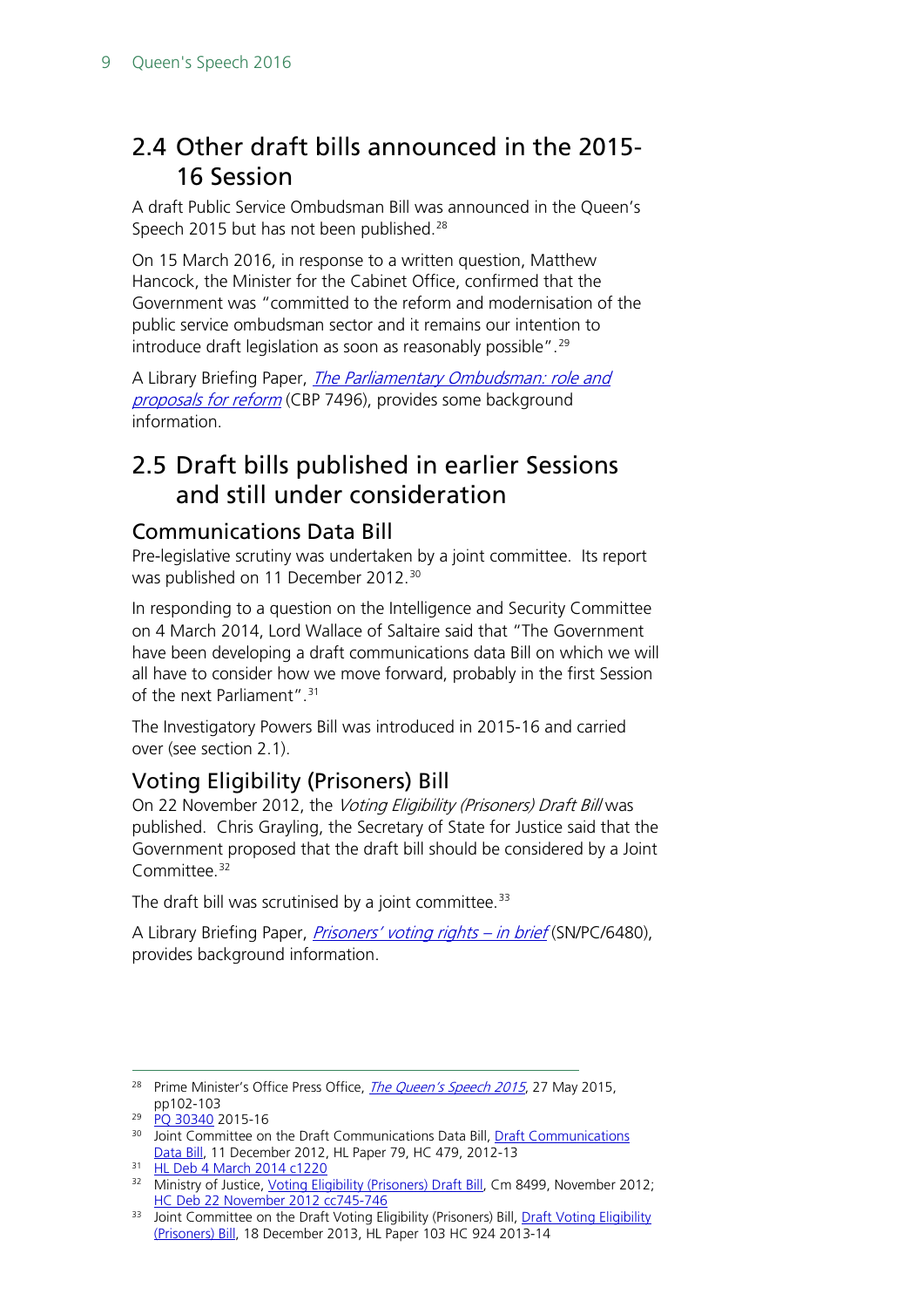## 2.4 Other draft bills announced in the 2015-16 Session

A draft Public Service Ombudsman Bill was announced in the Queen's Speech 2015 but has not been published.[28]

On 15 March 2016, in response to a written question, Matthew Hancock, the Minister for the Cabinet Office, confirmed that the Government was "committed to the reform and modernisation of the public service ombudsman sector and it remains our intention to introduce draft legislation as soon as reasonably possible".[29]

A Library Briefing Paper, *The Parliamentary Ombudsman: role and proposals for reform* (CBP 7496), provides some background information.

## 2.5 Draft bills published in earlier Sessions and still under consideration

### Communications Data Bill

Pre-legislative scrutiny was undertaken by a joint committee. Its report was published on 11 December 2012.[30]

In responding to a question on the Intelligence and Security Committee on 4 March 2014, Lord Wallace of Saltaire said that "The Government have been developing a draft communications data Bill on which we will all have to consider how we move forward, probably in the first Session of the next Parliament".[31]

The Investigatory Powers Bill was introduced in 2015-16 and carried over (see section 2.1).

### Voting Eligibility (Prisoners) Bill

On 22 November 2012, the *Voting Eligibility (Prisoners) Draft Bill* was published. Chris Grayling, the Secretary of State for Justice said that the Government proposed that the draft bill should be considered by a Joint Committee.[32]

The draft bill was scrutinised by a joint committee.[33]

A Library Briefing Paper, *Prisoners' voting rights – in brief* (SN/PC/6480), provides background information.

---

[28] Prime Minister's Office Press Office, *The Queen's Speech 2015*, 27 May 2015, pp102-103

[29] PQ 30340 2015-16

[30] Joint Committee on the Draft Communications Data Bill, Draft Communications Data Bill, 11 December 2012, HL Paper 79, HC 479, 2012-13

[31] HL Deb 4 March 2014 c1220

[32] Ministry of Justice, Voting Eligibility (Prisoners) Draft Bill, Cm 8499, November 2012; HC Deb 22 November 2012 cc745-746

[33] Joint Committee on the Draft Voting Eligibility (Prisoners) Bill, Draft Voting Eligibility (Prisoners) Bill, 18 December 2013, HL Paper 103 HC 924 2013-14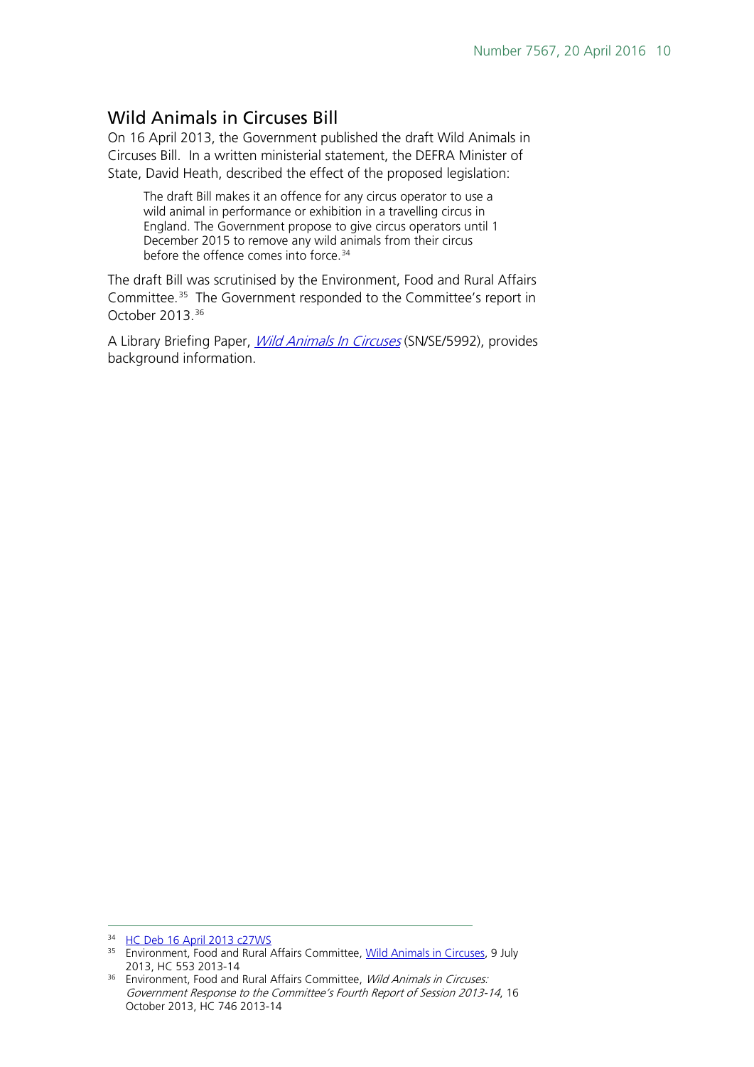## Wild Animals in Circuses Bill

On 16 April 2013, the Government published the draft Wild Animals in Circuses Bill. In a written ministerial statement, the DEFRA Minister of State, David Heath, described the effect of the proposed legislation:

> The draft Bill makes it an offence for any circus operator to use a wild animal in performance or exhibition in a travelling circus in England. The Government propose to give circus operators until 1 December 2015 to remove any wild animals from their circus before the offence comes into force.[34]

The draft Bill was scrutinised by the Environment, Food and Rural Affairs Committee.[35] The Government responded to the Committee's report in October 2013.[36]

A Library Briefing Paper, *Wild Animals In Circuses* (SN/SE/5992), provides background information.

---

[34] HC Deb 16 April 2013 c27WS

[35] Environment, Food and Rural Affairs Committee, Wild Animals in Circuses, 9 July 2013, HC 553 2013-14

[36] Environment, Food and Rural Affairs Committee, *Wild Animals in Circuses: Government Response to the Committee's Fourth Report of Session 2013-14*, 16 October 2013, HC 746 2013-14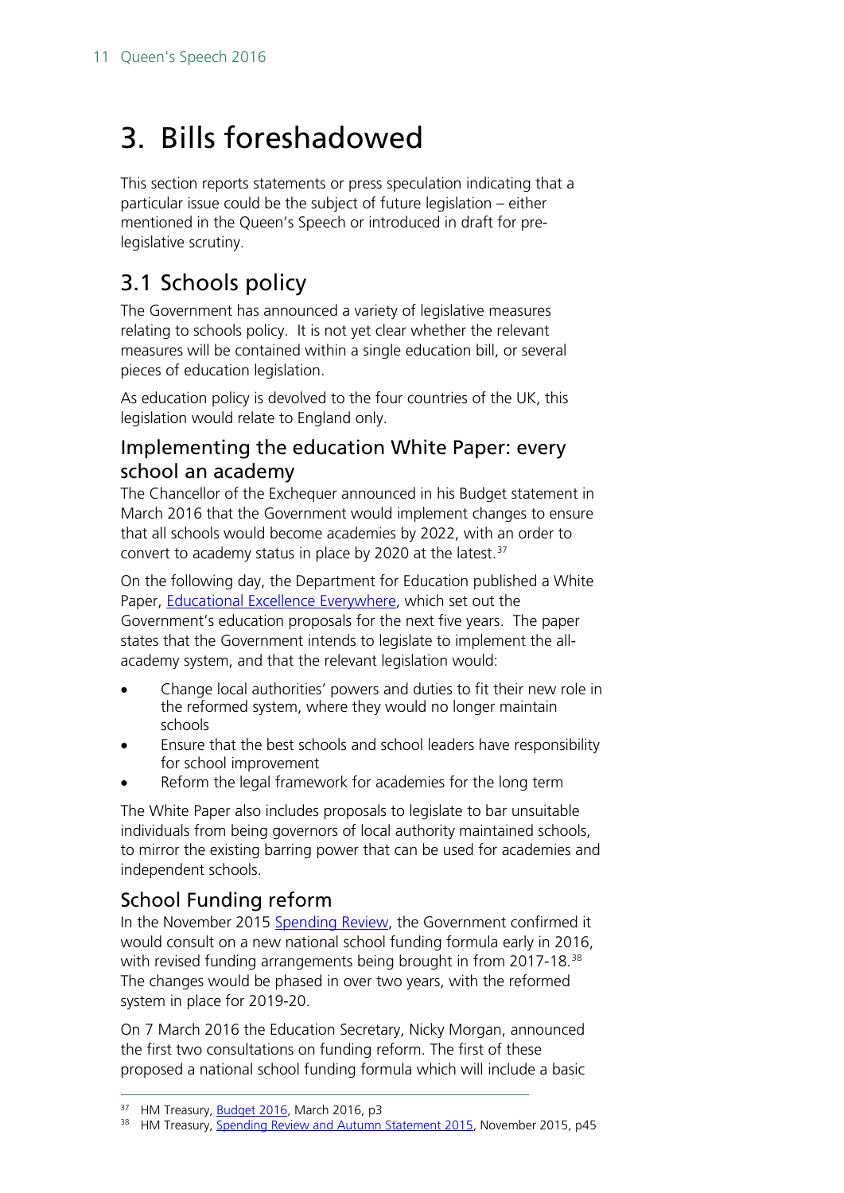# 3. Bills foreshadowed

This section reports statements or press speculation indicating that a particular issue could be the subject of future legislation – either mentioned in the Queen's Speech or introduced in draft for pre-legislative scrutiny.

## 3.1 Schools policy

The Government has announced a variety of legislative measures relating to schools policy. It is not yet clear whether the relevant measures will be contained within a single education bill, or several pieces of education legislation.

As education policy is devolved to the four countries of the UK, this legislation would relate to England only.

### Implementing the education White Paper: every school an academy

The Chancellor of the Exchequer announced in his Budget statement in March 2016 that the Government would implement changes to ensure that all schools would become academies by 2022, with an order to convert to academy status in place by 2020 at the latest.[37]

On the following day, the Department for Education published a White Paper, Educational Excellence Everywhere, which set out the Government's education proposals for the next five years. The paper states that the Government intends to legislate to implement the all-academy system, and that the relevant legislation would:

- Change local authorities' powers and duties to fit their new role in the reformed system, where they would no longer maintain schools
- Ensure that the best schools and school leaders have responsibility for school improvement
- Reform the legal framework for academies for the long term

The White Paper also includes proposals to legislate to bar unsuitable individuals from being governors of local authority maintained schools, to mirror the existing barring power that can be used for academies and independent schools.

### School Funding reform

In the November 2015 Spending Review, the Government confirmed it would consult on a new national school funding formula early in 2016, with revised funding arrangements being brought in from 2017-18.[38] The changes would be phased in over two years, with the reformed system in place for 2019-20.

On 7 March 2016 the Education Secretary, Nicky Morgan, announced the first two consultations on funding reform. The first of these proposed a national school funding formula which will include a basic

---

[37] HM Treasury, Budget 2016, March 2016, p3

[38] HM Treasury, Spending Review and Autumn Statement 2015, November 2015, p45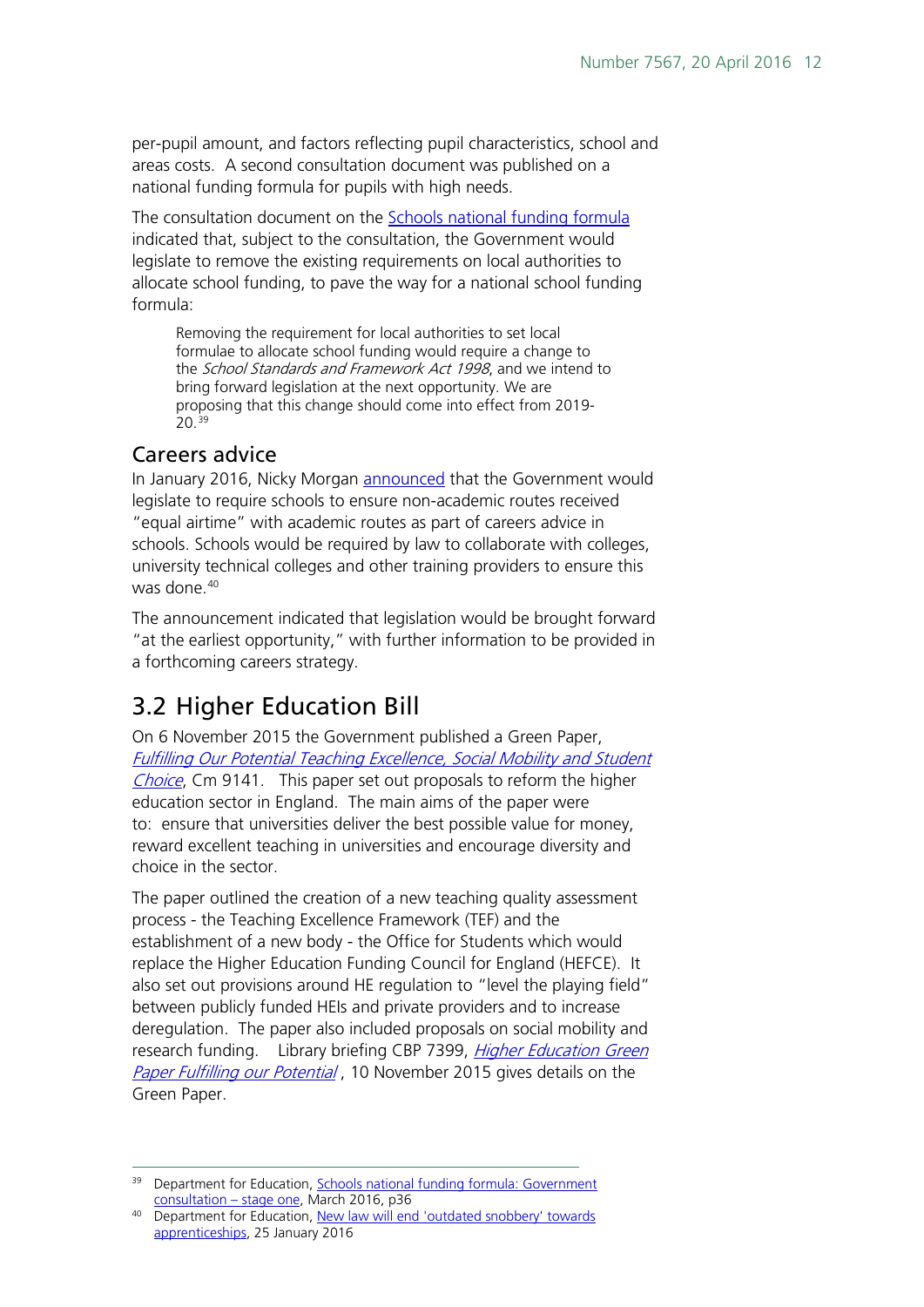per-pupil amount, and factors reflecting pupil characteristics, school and areas costs. A second consultation document was published on a national funding formula for pupils with high needs.

The consultation document on the [Schools national funding formula](#) indicated that, subject to the consultation, the Government would legislate to remove the existing requirements on local authorities to allocate school funding, to pave the way for a national school funding formula:

> Removing the requirement for local authorities to set local formulae to allocate school funding would require a change to the *School Standards and Framework Act 1998*, and we intend to bring forward legislation at the next opportunity. We are proposing that this change should come into effect from 2019-20.[39]

### Careers advice

In January 2016, Nicky Morgan [announced](#) that the Government would legislate to require schools to ensure non-academic routes received "equal airtime" with academic routes as part of careers advice in schools. Schools would be required by law to collaborate with colleges, university technical colleges and other training providers to ensure this was done.[40]

The announcement indicated that legislation would be brought forward "at the earliest opportunity," with further information to be provided in a forthcoming careers strategy.

## 3.2 Higher Education Bill

On 6 November 2015 the Government published a Green Paper, [*Fulfilling Our Potential Teaching Excellence, Social Mobility and Student Choice*](#), Cm 9141. This paper set out proposals to reform the higher education sector in England. The main aims of the paper were to: ensure that universities deliver the best possible value for money, reward excellent teaching in universities and encourage diversity and choice in the sector.

The paper outlined the creation of a new teaching quality assessment process - the Teaching Excellence Framework (TEF) and the establishment of a new body - the Office for Students which would replace the Higher Education Funding Council for England (HEFCE). It also set out provisions around HE regulation to "level the playing field" between publicly funded HEIs and private providers and to increase deregulation. The paper also included proposals on social mobility and research funding. Library briefing CBP 7399, [*Higher Education Green Paper Fulfilling our Potential*](#), 10 November 2015 gives details on the Green Paper.

---

[39] Department for Education, [Schools national funding formula: Government consultation – stage one](#), March 2016, p36

[40] Department for Education, [New law will end 'outdated snobbery' towards apprenticeships](#), 25 January 2016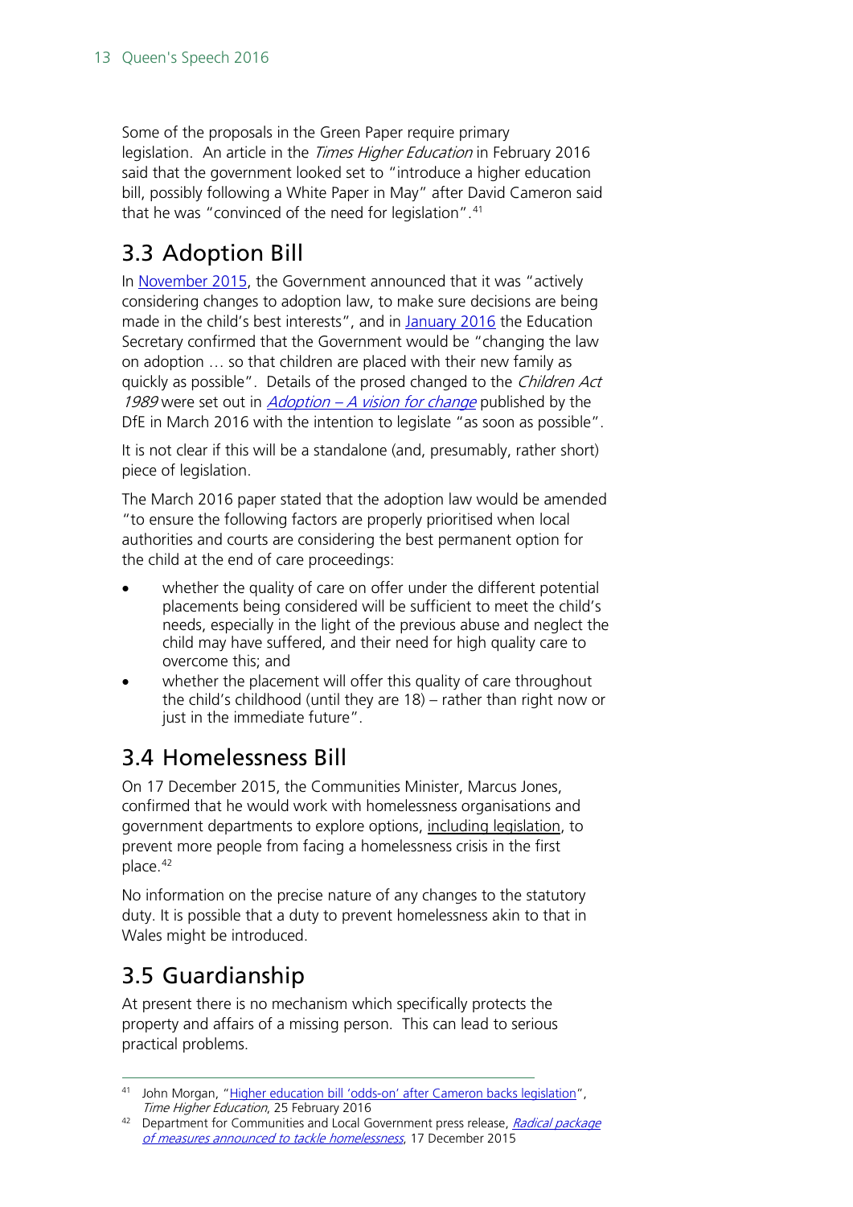Some of the proposals in the Green Paper require primary legislation. An article in the *Times Higher Education* in February 2016 said that the government looked set to "introduce a higher education bill, possibly following a White Paper in May" after David Cameron said that he was "convinced of the need for legislation".[41]

## 3.3 Adoption Bill

In November 2015, the Government announced that it was "actively considering changes to adoption law, to make sure decisions are being made in the child's best interests", and in January 2016 the Education Secretary confirmed that the Government would be "changing the law on adoption … so that children are placed with their new family as quickly as possible". Details of the prosed changed to the *Children Act 1989* were set out in *Adoption – A vision for change* published by the DfE in March 2016 with the intention to legislate "as soon as possible".

It is not clear if this will be a standalone (and, presumably, rather short) piece of legislation.

The March 2016 paper stated that the adoption law would be amended "to ensure the following factors are properly prioritised when local authorities and courts are considering the best permanent option for the child at the end of care proceedings:

- whether the quality of care on offer under the different potential placements being considered will be sufficient to meet the child's needs, especially in the light of the previous abuse and neglect the child may have suffered, and their need for high quality care to overcome this; and
- whether the placement will offer this quality of care throughout the child's childhood (until they are 18) – rather than right now or just in the immediate future".

## 3.4 Homelessness Bill

On 17 December 2015, the Communities Minister, Marcus Jones, confirmed that he would work with homelessness organisations and government departments to explore options, including legislation, to prevent more people from facing a homelessness crisis in the first place.[42]

No information on the precise nature of any changes to the statutory duty. It is possible that a duty to prevent homelessness akin to that in Wales might be introduced.

## 3.5 Guardianship

At present there is no mechanism which specifically protects the property and affairs of a missing person. This can lead to serious practical problems.

---

[41] John Morgan, "Higher education bill 'odds-on' after Cameron backs legislation", *Time Higher Education*, 25 February 2016

[42] Department for Communities and Local Government press release, *Radical package of measures announced to tackle homelessness*, 17 December 2015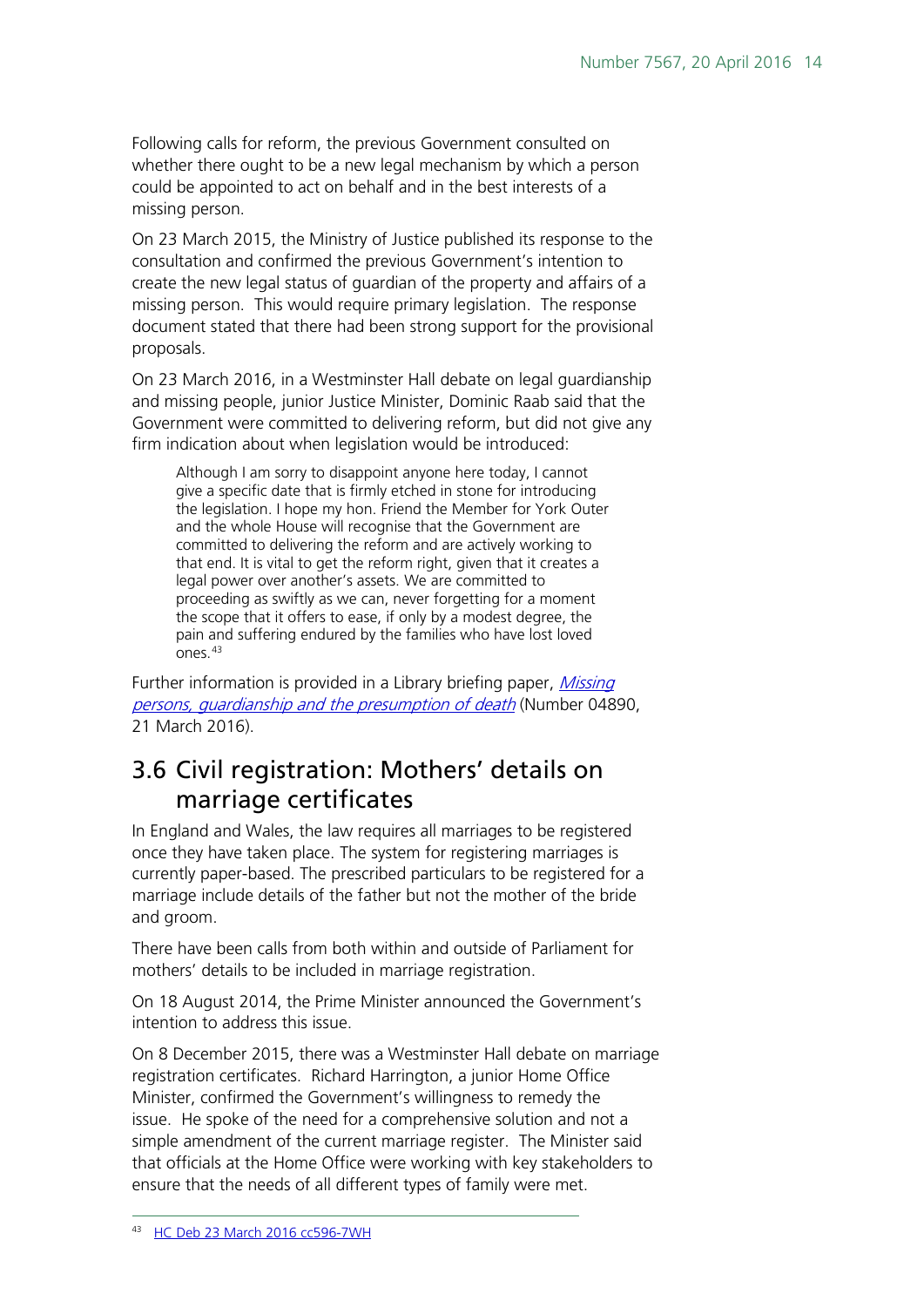Following calls for reform, the previous Government consulted on whether there ought to be a new legal mechanism by which a person could be appointed to act on behalf and in the best interests of a missing person.

On 23 March 2015, the Ministry of Justice published its response to the consultation and confirmed the previous Government's intention to create the new legal status of guardian of the property and affairs of a missing person. This would require primary legislation. The response document stated that there had been strong support for the provisional proposals.

On 23 March 2016, in a Westminster Hall debate on legal guardianship and missing people, junior Justice Minister, Dominic Raab said that the Government were committed to delivering reform, but did not give any firm indication about when legislation would be introduced:

> Although I am sorry to disappoint anyone here today, I cannot give a specific date that is firmly etched in stone for introducing the legislation. I hope my hon. Friend the Member for York Outer and the whole House will recognise that the Government are committed to delivering the reform and are actively working to that end. It is vital to get the reform right, given that it creates a legal power over another's assets. We are committed to proceeding as swiftly as we can, never forgetting for a moment the scope that it offers to ease, if only by a modest degree, the pain and suffering endured by the families who have lost loved ones.[43]

Further information is provided in a Library briefing paper, *Missing persons, guardianship and the presumption of death* (Number 04890, 21 March 2016).

## 3.6 Civil registration: Mothers' details on marriage certificates

In England and Wales, the law requires all marriages to be registered once they have taken place. The system for registering marriages is currently paper-based. The prescribed particulars to be registered for a marriage include details of the father but not the mother of the bride and groom.

There have been calls from both within and outside of Parliament for mothers' details to be included in marriage registration.

On 18 August 2014, the Prime Minister announced the Government's intention to address this issue.

On 8 December 2015, there was a Westminster Hall debate on marriage registration certificates. Richard Harrington, a junior Home Office Minister, confirmed the Government's willingness to remedy the issue. He spoke of the need for a comprehensive solution and not a simple amendment of the current marriage register. The Minister said that officials at the Home Office were working with key stakeholders to ensure that the needs of all different types of family were met.

---

[43] HC Deb 23 March 2016 cc596-7WH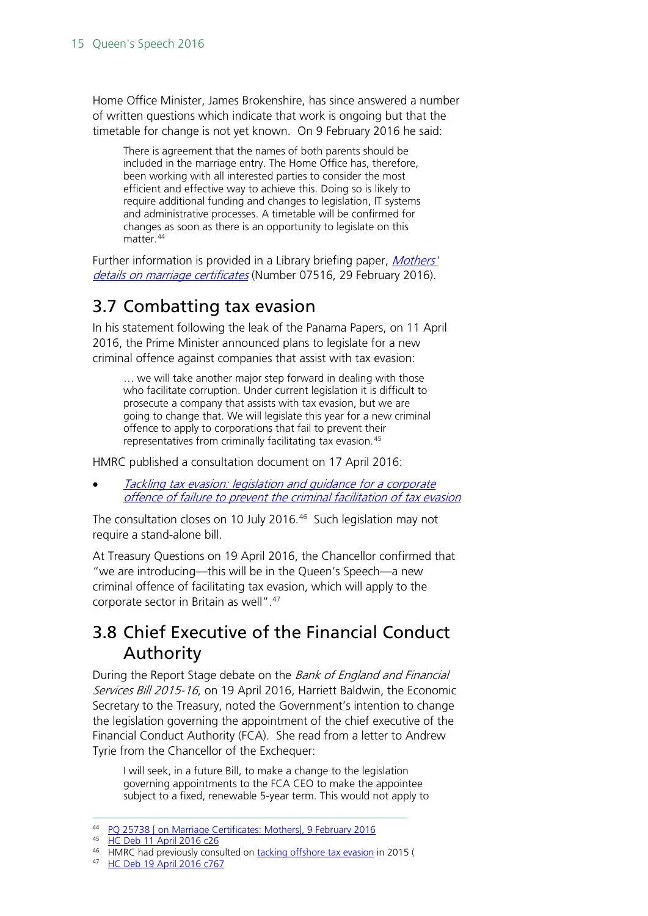Home Office Minister, James Brokenshire, has since answered a number of written questions which indicate that work is ongoing but that the timetable for change is not yet known. On 9 February 2016 he said:

> There is agreement that the names of both parents should be included in the marriage entry. The Home Office has, therefore, been working with all interested parties to consider the most efficient and effective way to achieve this. Doing so is likely to require additional funding and changes to legislation, IT systems and administrative processes. A timetable will be confirmed for changes as soon as there is an opportunity to legislate on this matter.[44]

Further information is provided in a Library briefing paper, *Mothers' details on marriage certificates* (Number 07516, 29 February 2016).

## 3.7 Combatting tax evasion

In his statement following the leak of the Panama Papers, on 11 April 2016, the Prime Minister announced plans to legislate for a new criminal offence against companies that assist with tax evasion:

> … we will take another major step forward in dealing with those who facilitate corruption. Under current legislation it is difficult to prosecute a company that assists with tax evasion, but we are going to change that. We will legislate this year for a new criminal offence to apply to corporations that fail to prevent their representatives from criminally facilitating tax evasion.[45]

HMRC published a consultation document on 17 April 2016:

- *Tackling tax evasion: legislation and guidance for a corporate offence of failure to prevent the criminal facilitation of tax evasion*

The consultation closes on 10 July 2016.[46] Such legislation may not require a stand-alone bill.

At Treasury Questions on 19 April 2016, the Chancellor confirmed that "we are introducing—this will be in the Queen's Speech—a new criminal offence of facilitating tax evasion, which will apply to the corporate sector in Britain as well".[47]

## 3.8 Chief Executive of the Financial Conduct Authority

During the Report Stage debate on the *Bank of England and Financial Services Bill 2015-16*, on 19 April 2016, Harriett Baldwin, the Economic Secretary to the Treasury, noted the Government's intention to change the legislation governing the appointment of the chief executive of the Financial Conduct Authority (FCA). She read from a letter to Andrew Tyrie from the Chancellor of the Exchequer:

> I will seek, in a future Bill, to make a change to the legislation governing appointments to the FCA CEO to make the appointee subject to a fixed, renewable 5-year term. This would not apply to

---

[44] PQ 25738 [ on Marriage Certificates: Mothers], 9 February 2016

[45] HC Deb 11 April 2016 c26

[46] HMRC had previously consulted on tacking offshore tax evasion in 2015 (

[47] HC Deb 19 April 2016 c767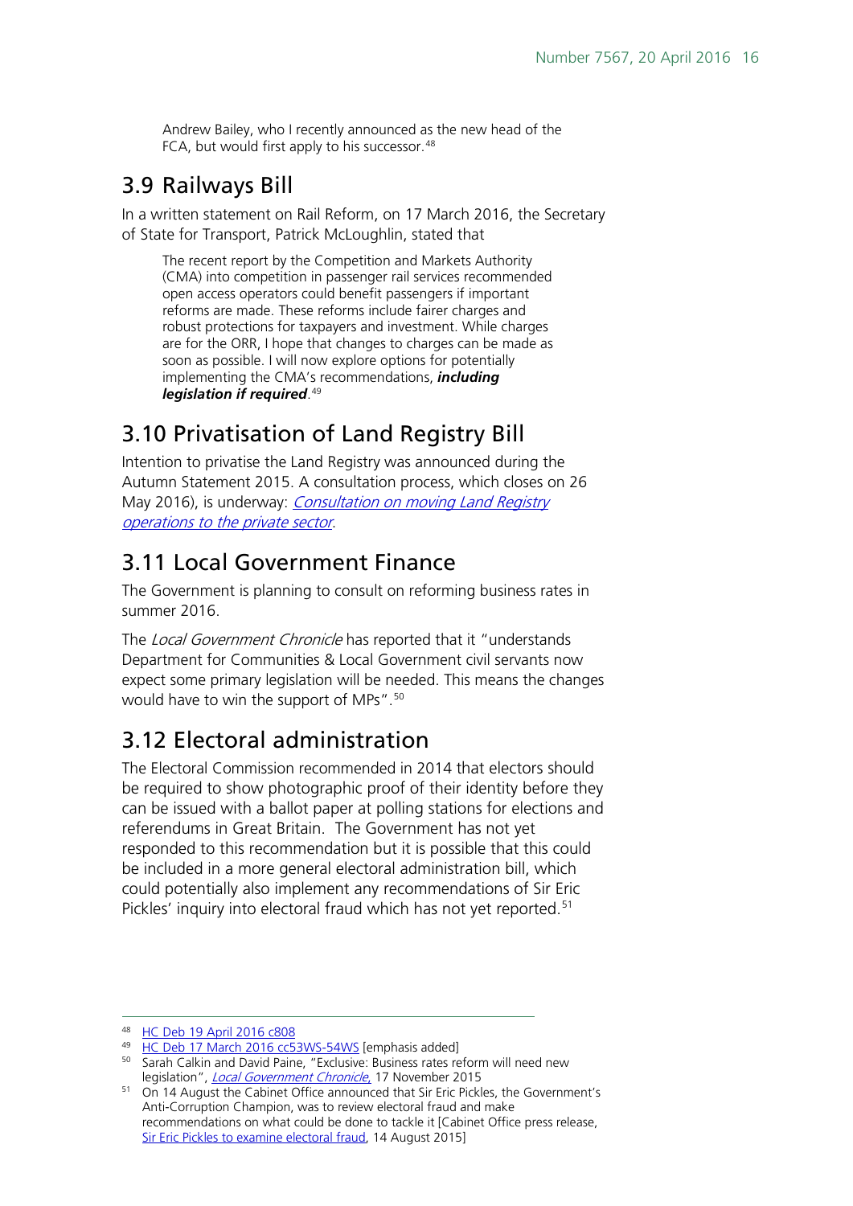> Andrew Bailey, who I recently announced as the new head of the FCA, but would first apply to his successor.[48]

## 3.9 Railways Bill

In a written statement on Rail Reform, on 17 March 2016, the Secretary of State for Transport, Patrick McLoughlin, stated that

> The recent report by the Competition and Markets Authority (CMA) into competition in passenger rail services recommended open access operators could benefit passengers if important reforms are made. These reforms include fairer charges and robust protections for taxpayers and investment. While charges are for the ORR, I hope that changes to charges can be made as soon as possible. I will now explore options for potentially implementing the CMA's recommendations, ***including legislation if required***.[49]

## 3.10 Privatisation of Land Registry Bill

Intention to privatise the Land Registry was announced during the Autumn Statement 2015. A consultation process, which closes on 26 May 2016), is underway: *Consultation on moving Land Registry operations to the private sector*.

## 3.11 Local Government Finance

The Government is planning to consult on reforming business rates in summer 2016.

The *Local Government Chronicle* has reported that it "understands Department for Communities & Local Government civil servants now expect some primary legislation will be needed. This means the changes would have to win the support of MPs".[50]

## 3.12 Electoral administration

The Electoral Commission recommended in 2014 that electors should be required to show photographic proof of their identity before they can be issued with a ballot paper at polling stations for elections and referendums in Great Britain. The Government has not yet responded to this recommendation but it is possible that this could be included in a more general electoral administration bill, which could potentially also implement any recommendations of Sir Eric Pickles' inquiry into electoral fraud which has not yet reported.[51]

---

[48] HC Deb 19 April 2016 c808

[49] HC Deb 17 March 2016 cc53WS-54WS [emphasis added]

[50] Sarah Calkin and David Paine, "Exclusive: Business rates reform will need new legislation", *Local Government Chronicle*, 17 November 2015

[51] On 14 August the Cabinet Office announced that Sir Eric Pickles, the Government's Anti-Corruption Champion, was to review electoral fraud and make recommendations on what could be done to tackle it [Cabinet Office press release, Sir Eric Pickles to examine electoral fraud, 14 August 2015]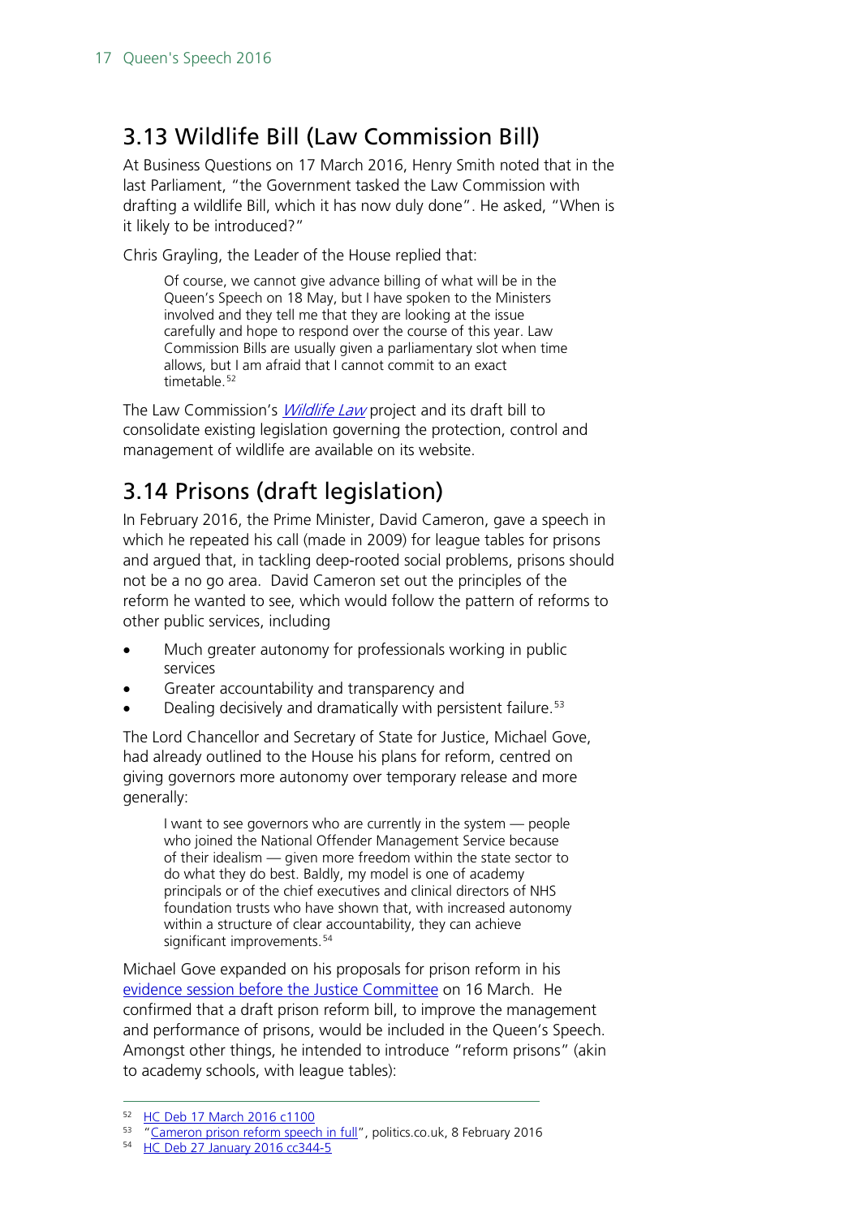## 3.13 Wildlife Bill (Law Commission Bill)

At Business Questions on 17 March 2016, Henry Smith noted that in the last Parliament, "the Government tasked the Law Commission with drafting a wildlife Bill, which it has now duly done". He asked, "When is it likely to be introduced?"

Chris Grayling, the Leader of the House replied that:

> Of course, we cannot give advance billing of what will be in the Queen's Speech on 18 May, but I have spoken to the Ministers involved and they tell me that they are looking at the issue carefully and hope to respond over the course of this year. Law Commission Bills are usually given a parliamentary slot when time allows, but I am afraid that I cannot commit to an exact timetable.[52]

The Law Commission's *Wildlife Law* project and its draft bill to consolidate existing legislation governing the protection, control and management of wildlife are available on its website.

## 3.14 Prisons (draft legislation)

In February 2016, the Prime Minister, David Cameron, gave a speech in which he repeated his call (made in 2009) for league tables for prisons and argued that, in tackling deep-rooted social problems, prisons should not be a no go area. David Cameron set out the principles of the reform he wanted to see, which would follow the pattern of reforms to other public services, including

- Much greater autonomy for professionals working in public services
- Greater accountability and transparency and
- Dealing decisively and dramatically with persistent failure.[53]

The Lord Chancellor and Secretary of State for Justice, Michael Gove, had already outlined to the House his plans for reform, centred on giving governors more autonomy over temporary release and more generally:

> I want to see governors who are currently in the system — people who joined the National Offender Management Service because of their idealism — given more freedom within the state sector to do what they do best. Baldly, my model is one of academy principals or of the chief executives and clinical directors of NHS foundation trusts who have shown that, with increased autonomy within a structure of clear accountability, they can achieve significant improvements.[54]

Michael Gove expanded on his proposals for prison reform in his evidence session before the Justice Committee on 16 March. He confirmed that a draft prison reform bill, to improve the management and performance of prisons, would be included in the Queen's Speech. Amongst other things, he intended to introduce "reform prisons" (akin to academy schools, with league tables):

---

[52] HC Deb 17 March 2016 c1100

[53] "Cameron prison reform speech in full", politics.co.uk, 8 February 2016

[54] HC Deb 27 January 2016 cc344-5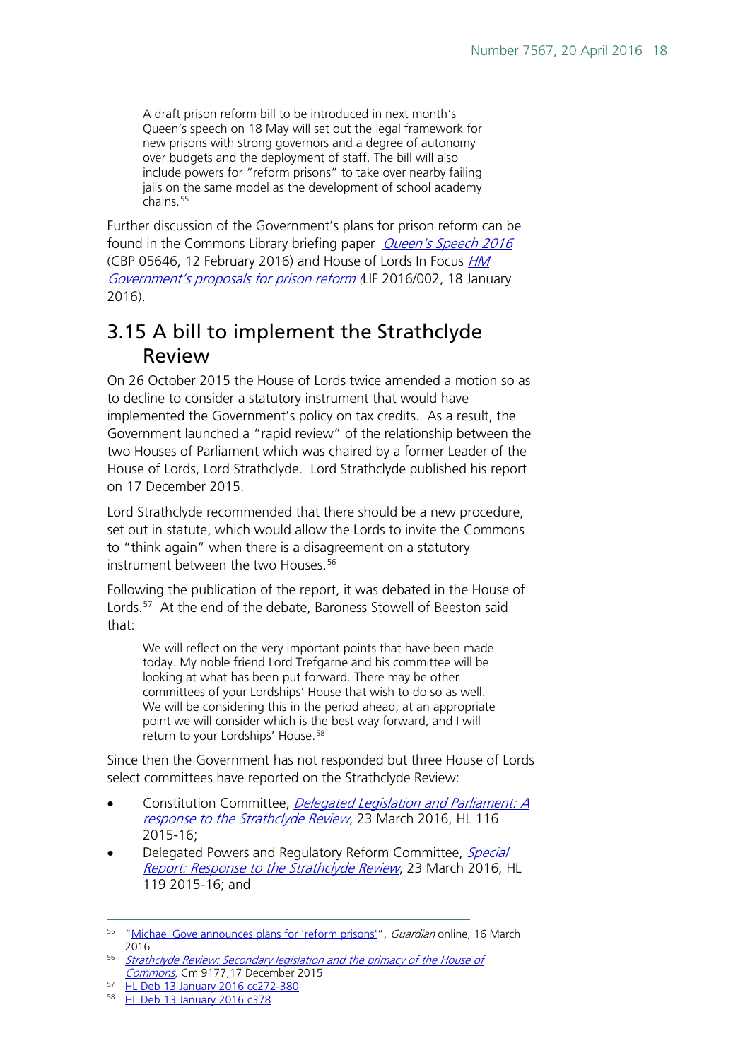> A draft prison reform bill to be introduced in next month's Queen's speech on 18 May will set out the legal framework for new prisons with strong governors and a degree of autonomy over budgets and the deployment of staff. The bill will also include powers for "reform prisons" to take over nearby failing jails on the same model as the development of school academy chains.[55]

Further discussion of the Government's plans for prison reform can be found in the Commons Library briefing paper *Queen's Speech 2016* (CBP 05646, 12 February 2016) and House of Lords In Focus *HM Government's proposals for prison reform* (LIF 2016/002, 18 January 2016).

## 3.15 A bill to implement the Strathclyde Review

On 26 October 2015 the House of Lords twice amended a motion so as to decline to consider a statutory instrument that would have implemented the Government's policy on tax credits. As a result, the Government launched a "rapid review" of the relationship between the two Houses of Parliament which was chaired by a former Leader of the House of Lords, Lord Strathclyde. Lord Strathclyde published his report on 17 December 2015.

Lord Strathclyde recommended that there should be a new procedure, set out in statute, which would allow the Lords to invite the Commons to "think again" when there is a disagreement on a statutory instrument between the two Houses.[56]

Following the publication of the report, it was debated in the House of Lords.[57] At the end of the debate, Baroness Stowell of Beeston said that:

> We will reflect on the very important points that have been made today. My noble friend Lord Trefgarne and his committee will be looking at what has been put forward. There may be other committees of your Lordships' House that wish to do so as well. We will be considering this in the period ahead; at an appropriate point we will consider which is the best way forward, and I will return to your Lordships' House.[58]

Since then the Government has not responded but three House of Lords select committees have reported on the Strathclyde Review:

- Constitution Committee, *Delegated Legislation and Parliament: A response to the Strathclyde Review*, 23 March 2016, HL 116 2015-16;
- Delegated Powers and Regulatory Reform Committee, *Special Report: Response to the Strathclyde Review*, 23 March 2016, HL 119 2015-16; and

---

[55] "Michael Gove announces plans for 'reform prisons'", *Guardian* online, 16 March 2016

[56] *Strathclyde Review: Secondary legislation and the primacy of the House of Commons*, Cm 9177,17 December 2015

[57] HL Deb 13 January 2016 cc272-380

[58] HL Deb 13 January 2016 c378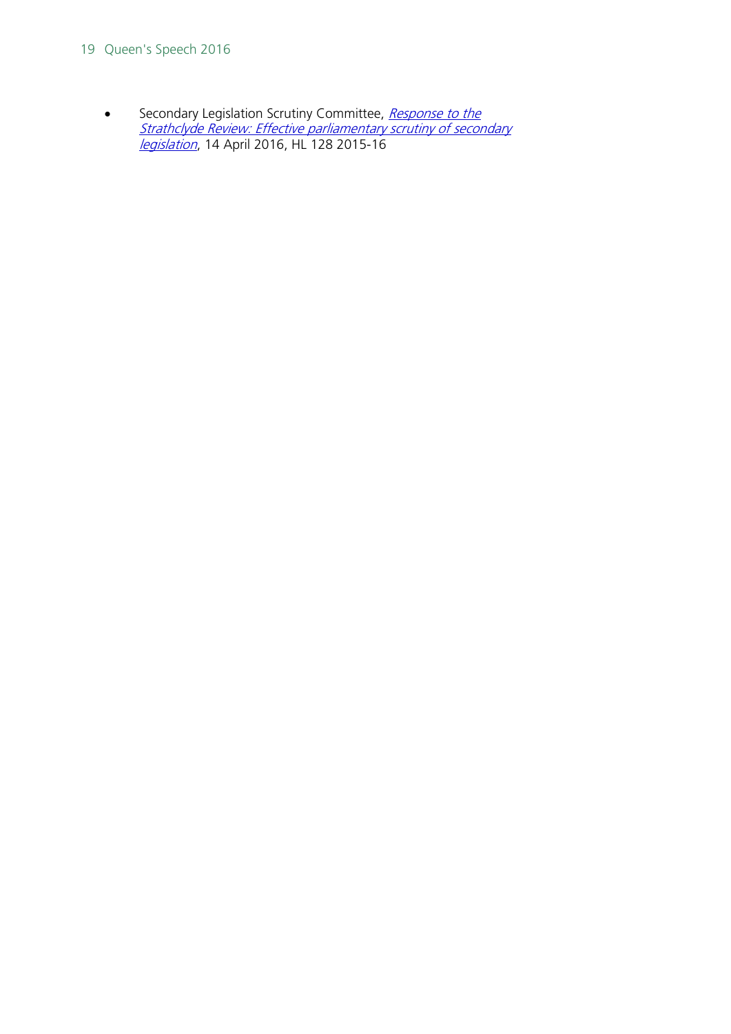- Secondary Legislation Scrutiny Committee, *Response to the Strathclyde Review: Effective parliamentary scrutiny of secondary legislation*, 14 April 2016, HL 128 2015-16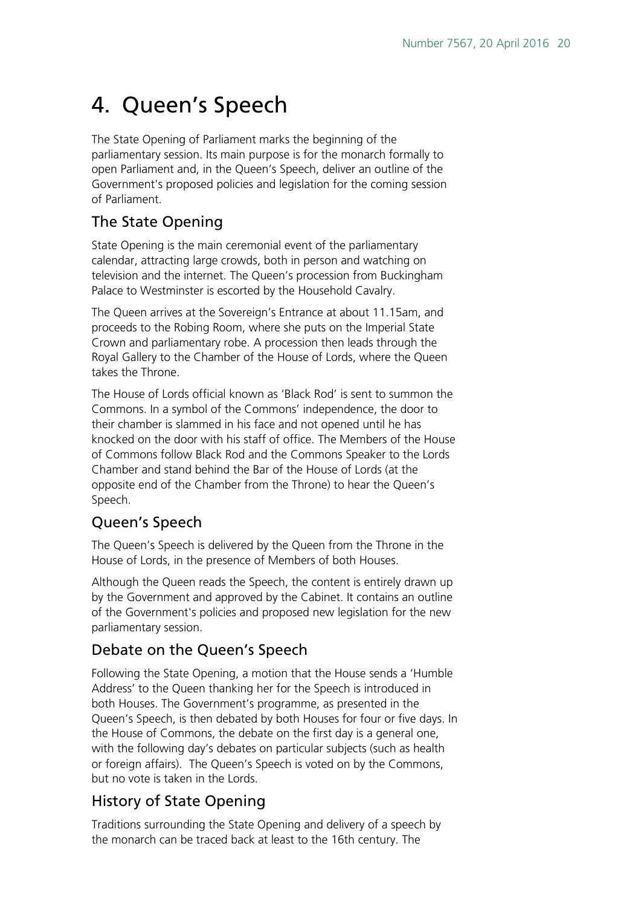# 4. Queen's Speech

The State Opening of Parliament marks the beginning of the parliamentary session. Its main purpose is for the monarch formally to open Parliament and, in the Queen's Speech, deliver an outline of the Government's proposed policies and legislation for the coming session of Parliament.

## The State Opening

State Opening is the main ceremonial event of the parliamentary calendar, attracting large crowds, both in person and watching on television and the internet. The Queen's procession from Buckingham Palace to Westminster is escorted by the Household Cavalry.

The Queen arrives at the Sovereign's Entrance at about 11.15am, and proceeds to the Robing Room, where she puts on the Imperial State Crown and parliamentary robe. A procession then leads through the Royal Gallery to the Chamber of the House of Lords, where the Queen takes the Throne.

The House of Lords official known as 'Black Rod' is sent to summon the Commons. In a symbol of the Commons' independence, the door to their chamber is slammed in his face and not opened until he has knocked on the door with his staff of office. The Members of the House of Commons follow Black Rod and the Commons Speaker to the Lords Chamber and stand behind the Bar of the House of Lords (at the opposite end of the Chamber from the Throne) to hear the Queen's Speech.

## Queen's Speech

The Queen's Speech is delivered by the Queen from the Throne in the House of Lords, in the presence of Members of both Houses.

Although the Queen reads the Speech, the content is entirely drawn up by the Government and approved by the Cabinet. It contains an outline of the Government's policies and proposed new legislation for the new parliamentary session.

## Debate on the Queen's Speech

Following the State Opening, a motion that the House sends a 'Humble Address' to the Queen thanking her for the Speech is introduced in both Houses. The Government's programme, as presented in the Queen's Speech, is then debated by both Houses for four or five days. In the House of Commons, the debate on the first day is a general one, with the following day's debates on particular subjects (such as health or foreign affairs). The Queen's Speech is voted on by the Commons, but no vote is taken in the Lords.

## History of State Opening

Traditions surrounding the State Opening and delivery of a speech by the monarch can be traced back at least to the 16th century. The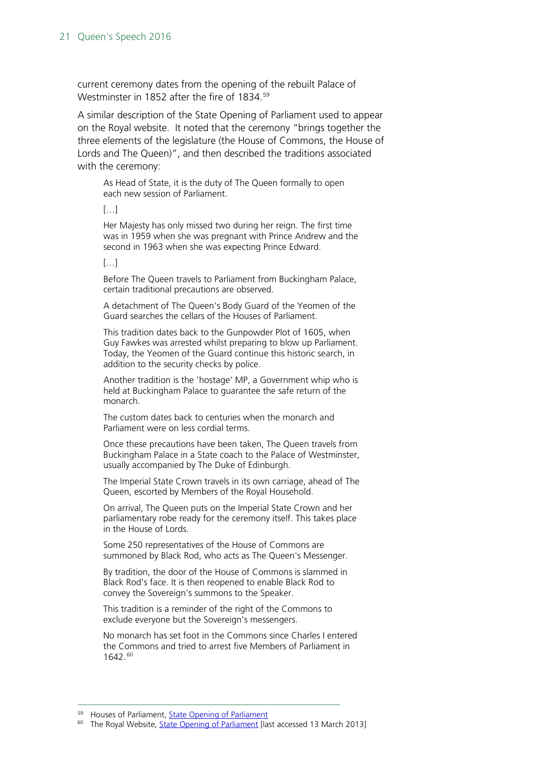current ceremony dates from the opening of the rebuilt Palace of Westminster in 1852 after the fire of 1834.[59]

A similar description of the State Opening of Parliament used to appear on the Royal website. It noted that the ceremony "brings together the three elements of the legislature (the House of Commons, the House of Lords and The Queen)", and then described the traditions associated with the ceremony:

> As Head of State, it is the duty of The Queen formally to open each new session of Parliament.
>
> […]
>
> Her Majesty has only missed two during her reign. The first time was in 1959 when she was pregnant with Prince Andrew and the second in 1963 when she was expecting Prince Edward.
>
> […]
>
> Before The Queen travels to Parliament from Buckingham Palace, certain traditional precautions are observed.
>
> A detachment of The Queen's Body Guard of the Yeomen of the Guard searches the cellars of the Houses of Parliament.
>
> This tradition dates back to the Gunpowder Plot of 1605, when Guy Fawkes was arrested whilst preparing to blow up Parliament. Today, the Yeomen of the Guard continue this historic search, in addition to the security checks by police.
>
> Another tradition is the 'hostage' MP, a Government whip who is held at Buckingham Palace to guarantee the safe return of the monarch.
>
> The custom dates back to centuries when the monarch and Parliament were on less cordial terms.
>
> Once these precautions have been taken, The Queen travels from Buckingham Palace in a State coach to the Palace of Westminster, usually accompanied by The Duke of Edinburgh.
>
> The Imperial State Crown travels in its own carriage, ahead of The Queen, escorted by Members of the Royal Household.
>
> On arrival, The Queen puts on the Imperial State Crown and her parliamentary robe ready for the ceremony itself. This takes place in the House of Lords.
>
> Some 250 representatives of the House of Commons are summoned by Black Rod, who acts as The Queen's Messenger.
>
> By tradition, the door of the House of Commons is slammed in Black Rod's face. It is then reopened to enable Black Rod to convey the Sovereign's summons to the Speaker.
>
> This tradition is a reminder of the right of the Commons to exclude everyone but the Sovereign's messengers.
>
> No monarch has set foot in the Commons since Charles I entered the Commons and tried to arrest five Members of Parliament in 1642.[60]

---

[59] Houses of Parliament, State Opening of Parliament

[60] The Royal Website, State Opening of Parliament [last accessed 13 March 2013]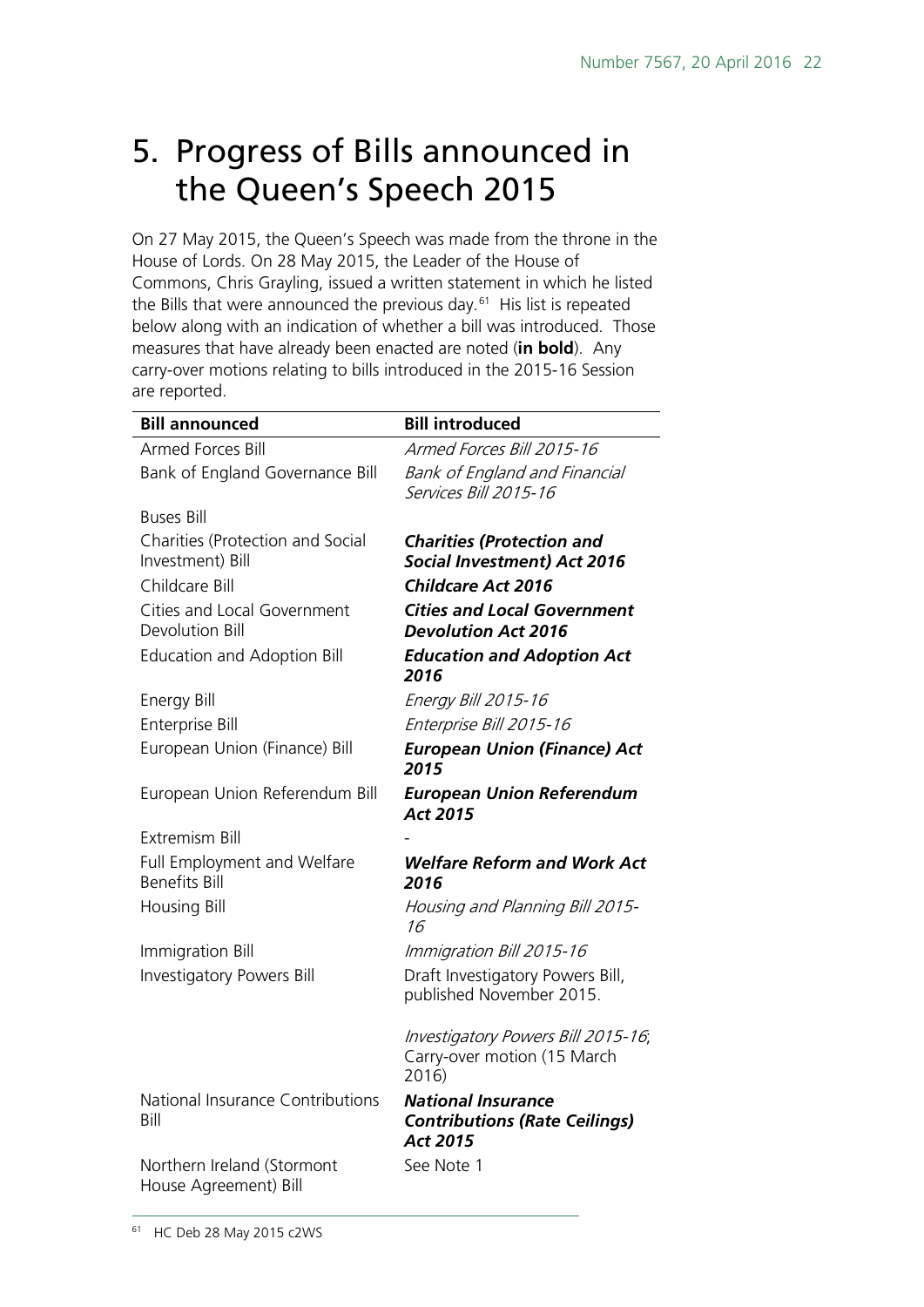# 5. Progress of Bills announced in the Queen's Speech 2015

On 27 May 2015, the Queen's Speech was made from the throne in the House of Lords. On 28 May 2015, the Leader of the House of Commons, Chris Grayling, issued a written statement in which he listed the Bills that were announced the previous day.[61] His list is repeated below along with an indication of whether a bill was introduced. Those measures that have already been enacted are noted (**in bold**). Any carry-over motions relating to bills introduced in the 2015-16 Session are reported.

| Bill announced | Bill introduced |
|---|---|
| Armed Forces Bill | *Armed Forces Bill 2015-16* |
| Bank of England Governance Bill | *Bank of England and Financial Services Bill 2015-16* |
| Buses Bill | |
| Charities (Protection and Social Investment) Bill | ***Charities (Protection and Social Investment) Act 2016*** |
| Childcare Bill | ***Childcare Act 2016*** |
| Cities and Local Government Devolution Bill | ***Cities and Local Government Devolution Act 2016*** |
| Education and Adoption Bill | ***Education and Adoption Act 2016*** |
| Energy Bill | *Energy Bill 2015-16* |
| Enterprise Bill | *Enterprise Bill 2015-16* |
| European Union (Finance) Bill | ***European Union (Finance) Act 2015*** |
| European Union Referendum Bill | ***European Union Referendum Act 2015*** |
| Extremism Bill | - |
| Full Employment and Welfare Benefits Bill | ***Welfare Reform and Work Act 2016*** |
| Housing Bill | *Housing and Planning Bill 2015-16* |
| Immigration Bill | *Immigration Bill 2015-16* |
| Investigatory Powers Bill | Draft Investigatory Powers Bill, published November 2015.<br><br>*Investigatory Powers Bill 2015-16*; Carry-over motion (15 March 2016) |
| National Insurance Contributions Bill | ***National Insurance Contributions (Rate Ceilings) Act 2015*** |
| Northern Ireland (Stormont House Agreement) Bill | See Note 1 |

[61] HC Deb 28 May 2015 c2WS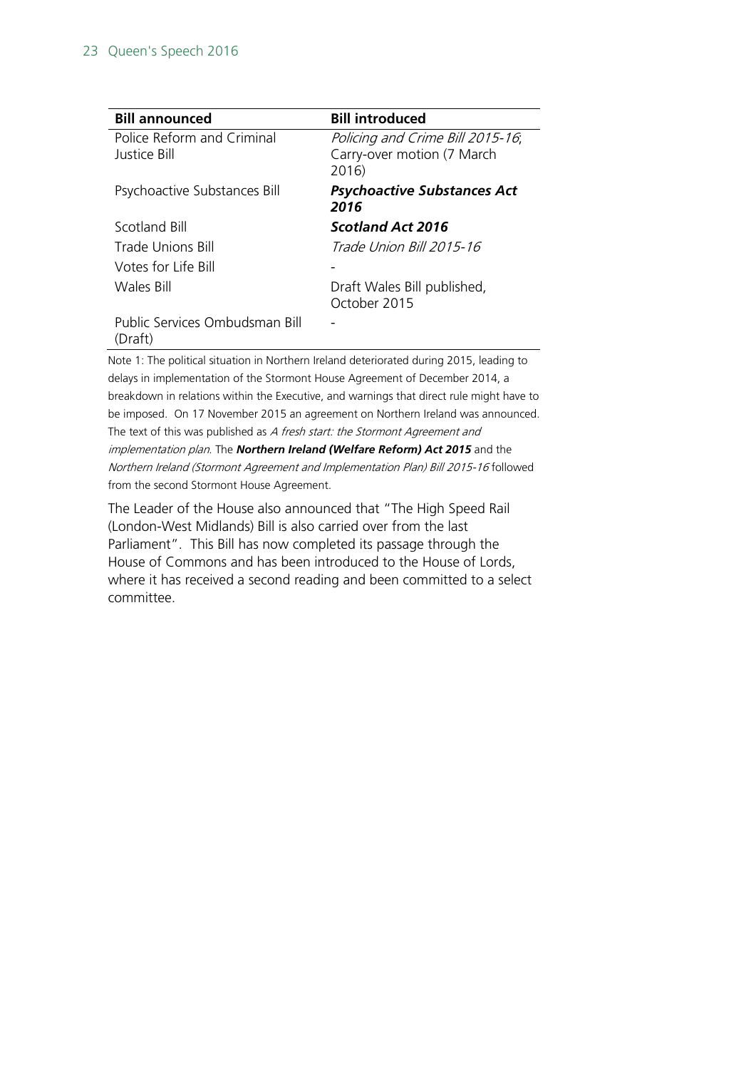| Bill announced | Bill introduced |
|---|---|
| Police Reform and Criminal Justice Bill | *Policing and Crime Bill 2015-16*; Carry-over motion (7 March 2016) |
| Psychoactive Substances Bill | ***Psychoactive Substances Act 2016*** |
| Scotland Bill | ***Scotland Act 2016*** |
| Trade Unions Bill | *Trade Union Bill 2015-16* |
| Votes for Life Bill | - |
| Wales Bill | Draft Wales Bill published, October 2015 |
| Public Services Ombudsman Bill (Draft) | - |

Note 1: The political situation in Northern Ireland deteriorated during 2015, leading to delays in implementation of the Stormont House Agreement of December 2014, a breakdown in relations within the Executive, and warnings that direct rule might have to be imposed. On 17 November 2015 an agreement on Northern Ireland was announced. The text of this was published as *A fresh start: the Stormont Agreement and implementation plan*. The ***Northern Ireland (Welfare Reform) Act 2015*** and the *Northern Ireland (Stormont Agreement and Implementation Plan) Bill 2015-16* followed from the second Stormont House Agreement.

The Leader of the House also announced that "The High Speed Rail (London-West Midlands) Bill is also carried over from the last Parliament". This Bill has now completed its passage through the House of Commons and has been introduced to the House of Lords, where it has received a second reading and been committed to a select committee.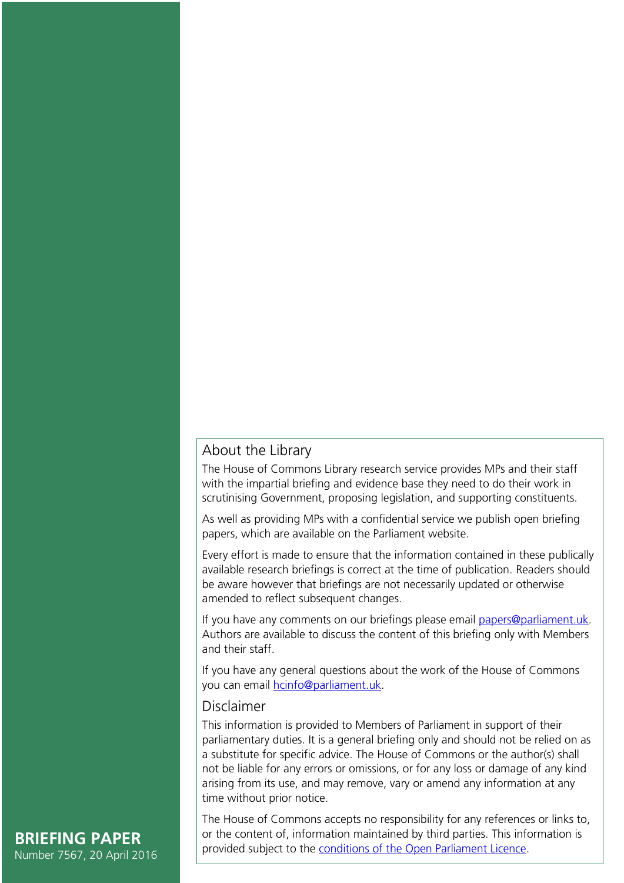## About the Library

The House of Commons Library research service provides MPs and their staff with the impartial briefing and evidence base they need to do their work in scrutinising Government, proposing legislation, and supporting constituents.

As well as providing MPs with a confidential service we publish open briefing papers, which are available on the Parliament website.

Every effort is made to ensure that the information contained in these publically available research briefings is correct at the time of publication. Readers should be aware however that briefings are not necessarily updated or otherwise amended to reflect subsequent changes.

If you have any comments on our briefings please email papers@parliament.uk. Authors are available to discuss the content of this briefing only with Members and their staff.

If you have any general questions about the work of the House of Commons you can email hcinfo@parliament.uk.

## Disclaimer

This information is provided to Members of Parliament in support of their parliamentary duties. It is a general briefing only and should not be relied on as a substitute for specific advice. The House of Commons or the author(s) shall not be liable for any errors or omissions, or for any loss or damage of any kind arising from its use, and may remove, vary or amend any information at any time without prior notice.

The House of Commons accepts no responsibility for any references or links to, or the content of, information maintained by third parties. This information is provided subject to the conditions of the Open Parliament Licence.

**BRIEFING PAPER**
Number 7567, 20 April 2016